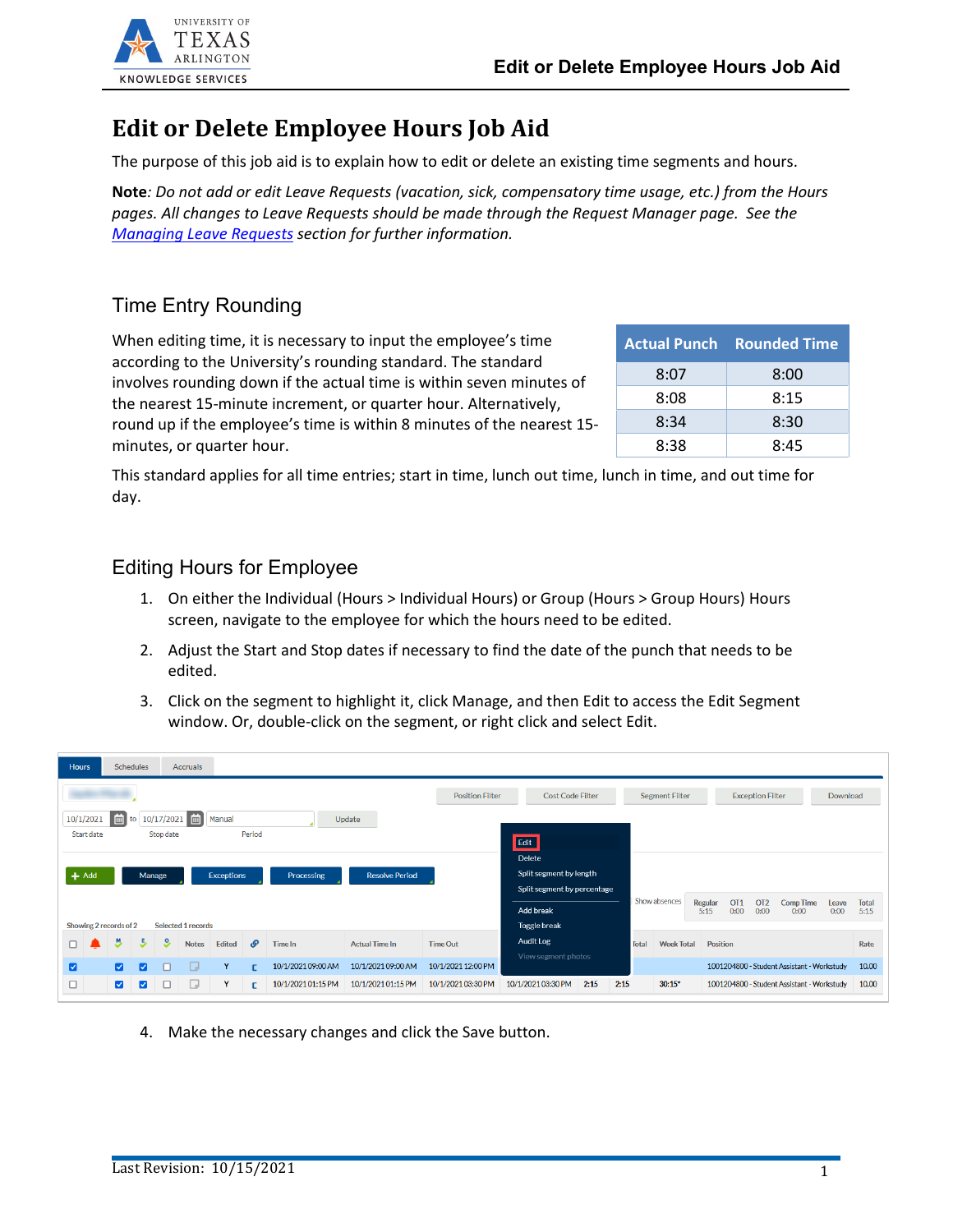# Edit or Delete Employee Hours Job Aid

The purpose of this job aid is to explain how to edit or delete an existing time segments and hours.

**Note**: *Do not add or edit Leave Requests (vacation, sick, compensatory time usage, etc.) from the Hours pages. All changes to Leave Requests should be made through the Request Manager page. See the [Managing Leave Requests](#) section for further information.*

## Time Entry Rounding

When editing time, it is necessary to input the employee's time according to the University's rounding standard. The standard involves rounding down if the actual time is within seven minutes of the nearest 15-minute increment, or quarter hour. Alternatively, round up if the employee's time is within 8 minutes of the nearest 15-minutes, or quarter hour.

| Actual Punch | Rounded Time |
|---|---|
| 8:07 | 8:00 |
| 8:08 | 8:15 |
| 8:34 | 8:30 |
| 8:38 | 8:45 |

This standard applies for all time entries; start in time, lunch out time, lunch in time, and out time for day.

## Editing Hours for Employee

1. On either the Individual (Hours > Individual Hours) or Group (Hours > Group Hours) Hours screen, navigate to the employee for which the hours need to be edited.
2. Adjust the Start and Stop dates if necessary to find the date of the punch that needs to be edited.
3. Click on the segment to highlight it, click Manage, and then Edit to access the Edit Segment window. Or, double-click on the segment, or right click and select Edit.
4. Make the necessary changes and click the Save button.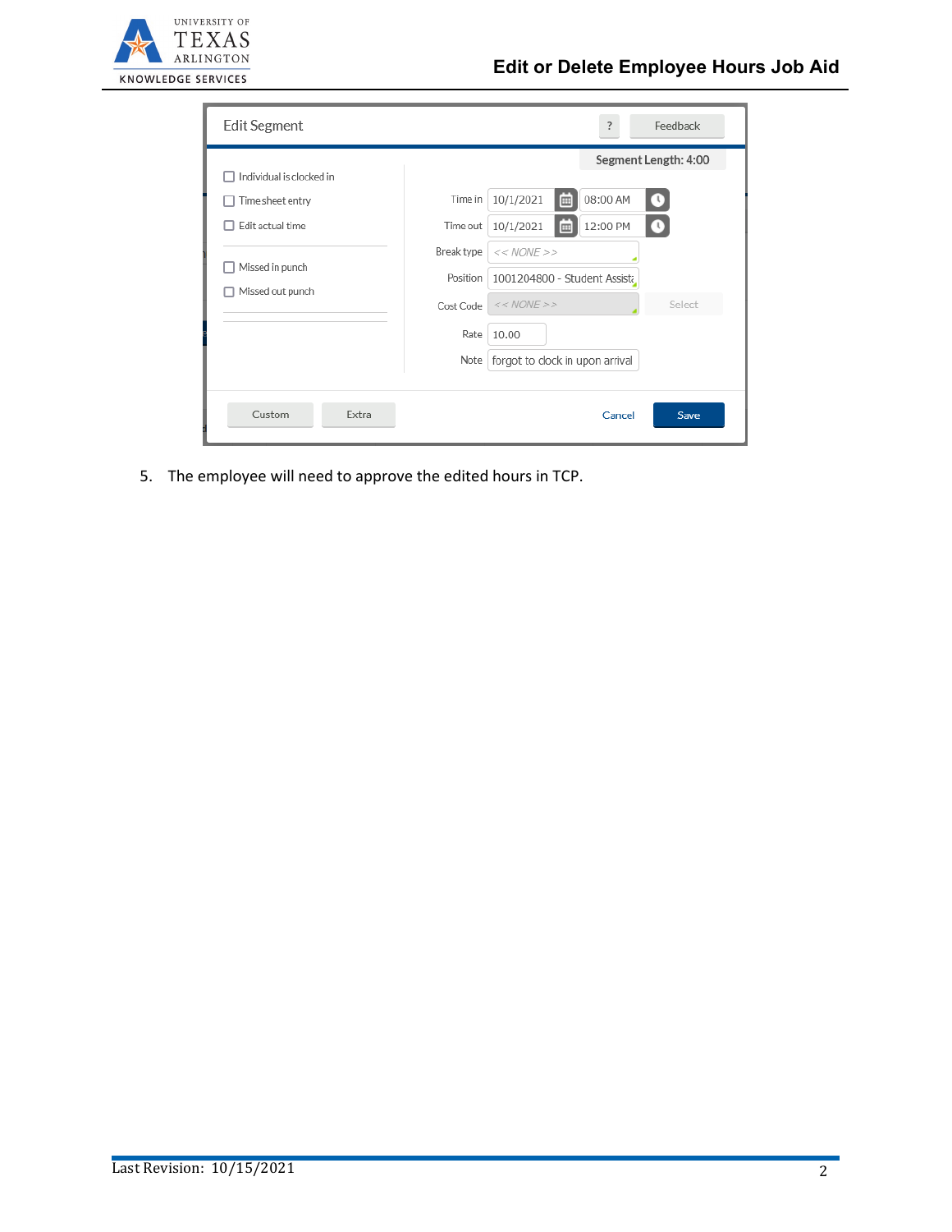5. The employee will need to approve the edited hours in TCP.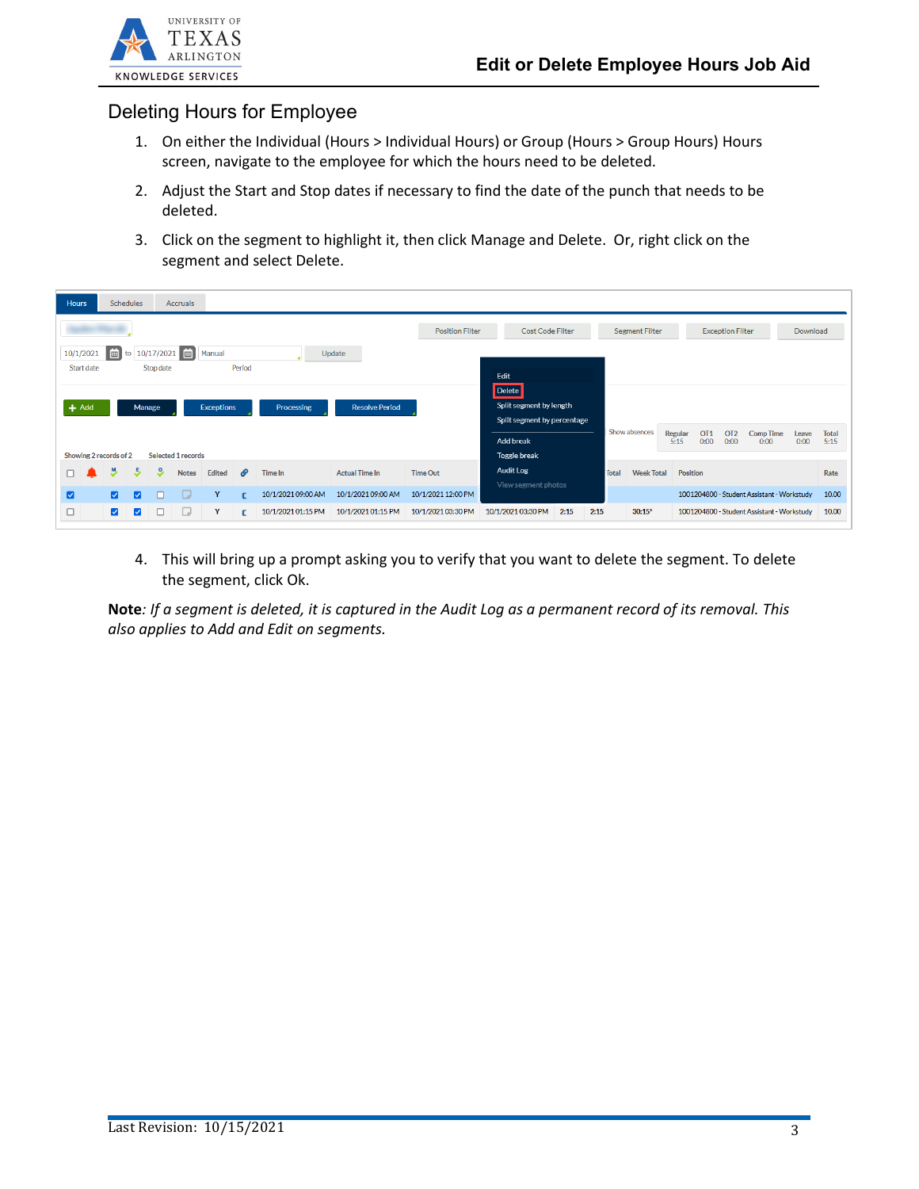## Deleting Hours for Employee

1. On either the Individual (Hours > Individual Hours) or Group (Hours > Group Hours) Hours screen, navigate to the employee for which the hours need to be deleted.
2. Adjust the Start and Stop dates if necessary to find the date of the punch that needs to be deleted.
3. Click on the segment to highlight it, then click Manage and Delete. Or, right click on the segment and select Delete.
4. This will bring up a prompt asking you to verify that you want to delete the segment. To delete the segment, click Ok.

**Note**: *If a segment is deleted, it is captured in the Audit Log as a permanent record of its removal. This also applies to Add and Edit on segments.*